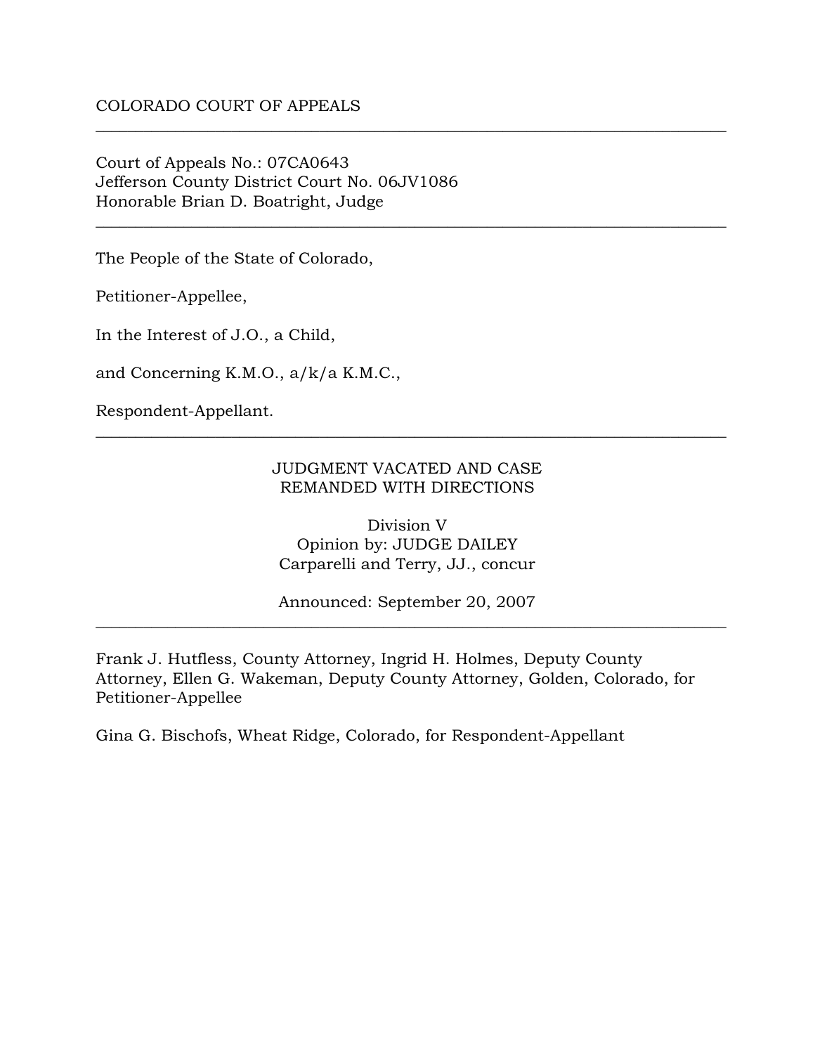COLORADO COURT OF APPEALS

---

Court of Appeals No.: 07CA0643
Jefferson County District Court No. 06JV1086
Honorable Brian D. Boatright, Judge

---

The People of the State of Colorado,

Petitioner-Appellee,

In the Interest of J.O., a Child,

and Concerning K.M.O., a/k/a K.M.C.,

Respondent-Appellant.

---

JUDGMENT VACATED AND CASE
REMANDED WITH DIRECTIONS

Division V
Opinion by: JUDGE DAILEY
Carparelli and Terry, JJ., concur

Announced: September 20, 2007

---

Frank J. Hutfless, County Attorney, Ingrid H. Holmes, Deputy County Attorney, Ellen G. Wakeman, Deputy County Attorney, Golden, Colorado, for Petitioner-Appellee

Gina G. Bischofs, Wheat Ridge, Colorado, for Respondent-Appellant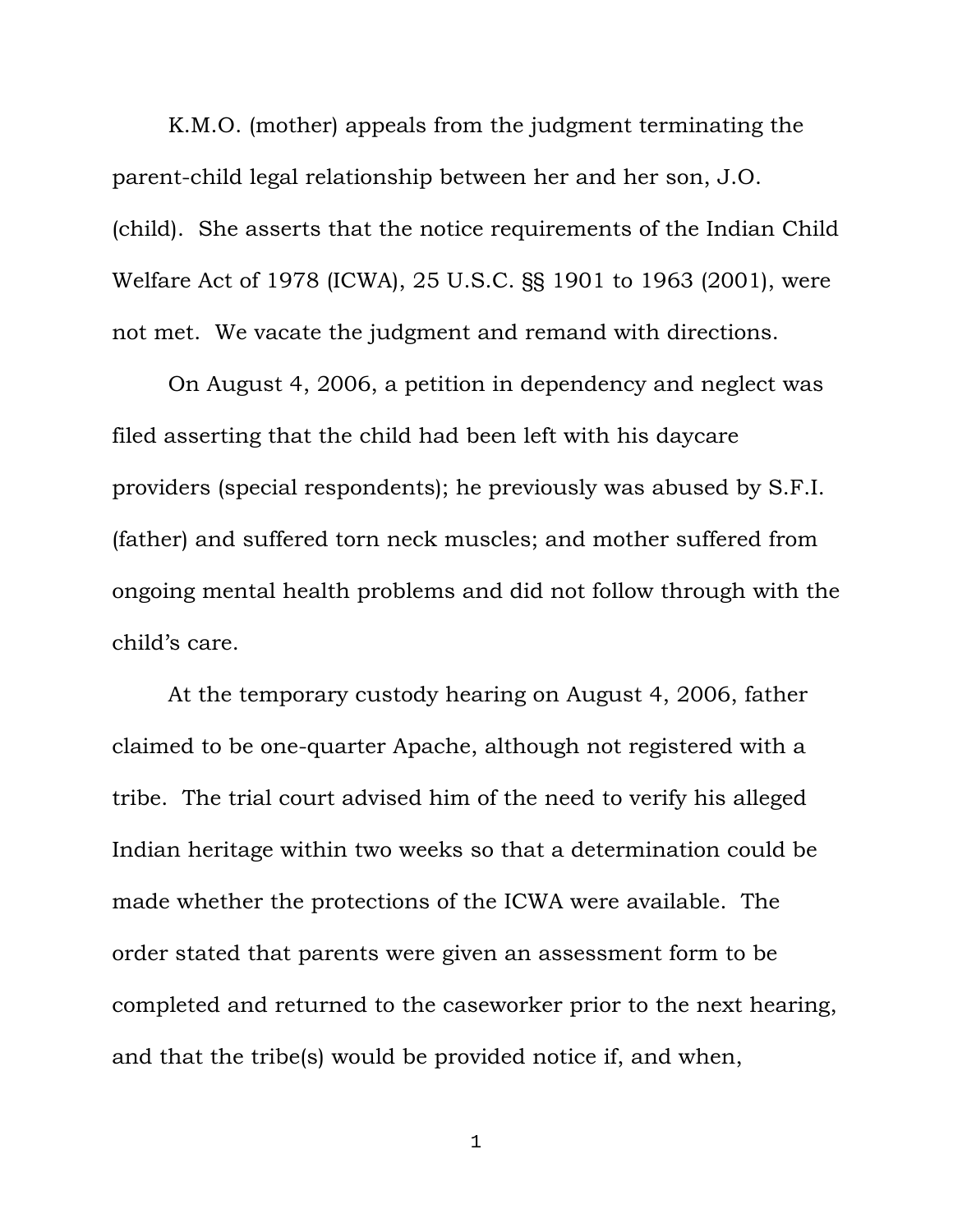K.M.O. (mother) appeals from the judgment terminating the parent-child legal relationship between her and her son, J.O. (child). She asserts that the notice requirements of the Indian Child Welfare Act of 1978 (ICWA), 25 U.S.C. §§ 1901 to 1963 (2001), were not met. We vacate the judgment and remand with directions.

On August 4, 2006, a petition in dependency and neglect was filed asserting that the child had been left with his daycare providers (special respondents); he previously was abused by S.F.I. (father) and suffered torn neck muscles; and mother suffered from ongoing mental health problems and did not follow through with the child's care.

At the temporary custody hearing on August 4, 2006, father claimed to be one-quarter Apache, although not registered with a tribe. The trial court advised him of the need to verify his alleged Indian heritage within two weeks so that a determination could be made whether the protections of the ICWA were available. The order stated that parents were given an assessment form to be completed and returned to the caseworker prior to the next hearing, and that the tribe(s) would be provided notice if, and when,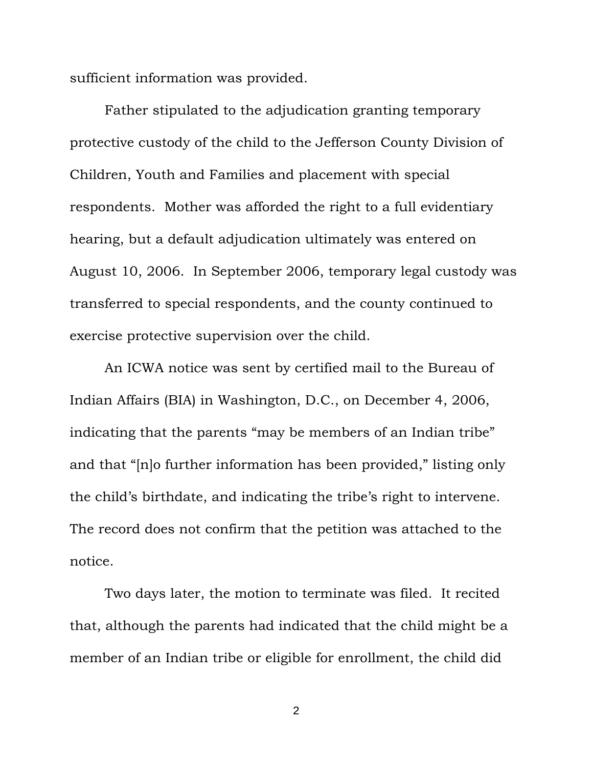sufficient information was provided.

Father stipulated to the adjudication granting temporary protective custody of the child to the Jefferson County Division of Children, Youth and Families and placement with special respondents. Mother was afforded the right to a full evidentiary hearing, but a default adjudication ultimately was entered on August 10, 2006. In September 2006, temporary legal custody was transferred to special respondents, and the county continued to exercise protective supervision over the child.

An ICWA notice was sent by certified mail to the Bureau of Indian Affairs (BIA) in Washington, D.C., on December 4, 2006, indicating that the parents "may be members of an Indian tribe" and that "[n]o further information has been provided," listing only the child's birthdate, and indicating the tribe's right to intervene. The record does not confirm that the petition was attached to the notice.

Two days later, the motion to terminate was filed. It recited that, although the parents had indicated that the child might be a member of an Indian tribe or eligible for enrollment, the child did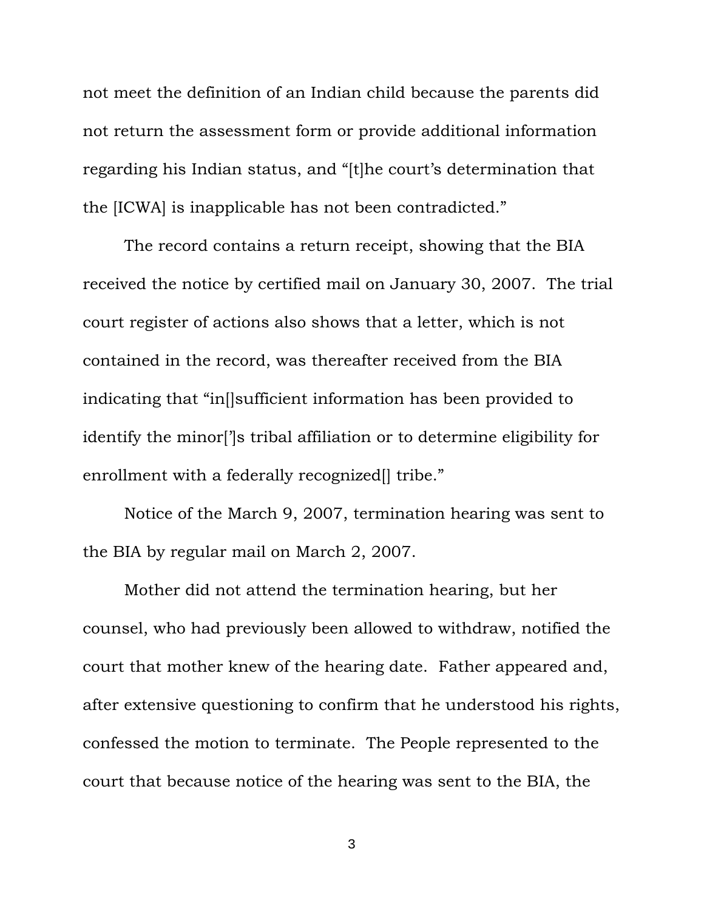not meet the definition of an Indian child because the parents did not return the assessment form or provide additional information regarding his Indian status, and "[t]he court's determination that the [ICWA] is inapplicable has not been contradicted."

The record contains a return receipt, showing that the BIA received the notice by certified mail on January 30, 2007. The trial court register of actions also shows that a letter, which is not contained in the record, was thereafter received from the BIA indicating that "in[]sufficient information has been provided to identify the minor[']s tribal affiliation or to determine eligibility for enrollment with a federally recognized[] tribe."

Notice of the March 9, 2007, termination hearing was sent to the BIA by regular mail on March 2, 2007.

Mother did not attend the termination hearing, but her counsel, who had previously been allowed to withdraw, notified the court that mother knew of the hearing date. Father appeared and, after extensive questioning to confirm that he understood his rights, confessed the motion to terminate. The People represented to the court that because notice of the hearing was sent to the BIA, the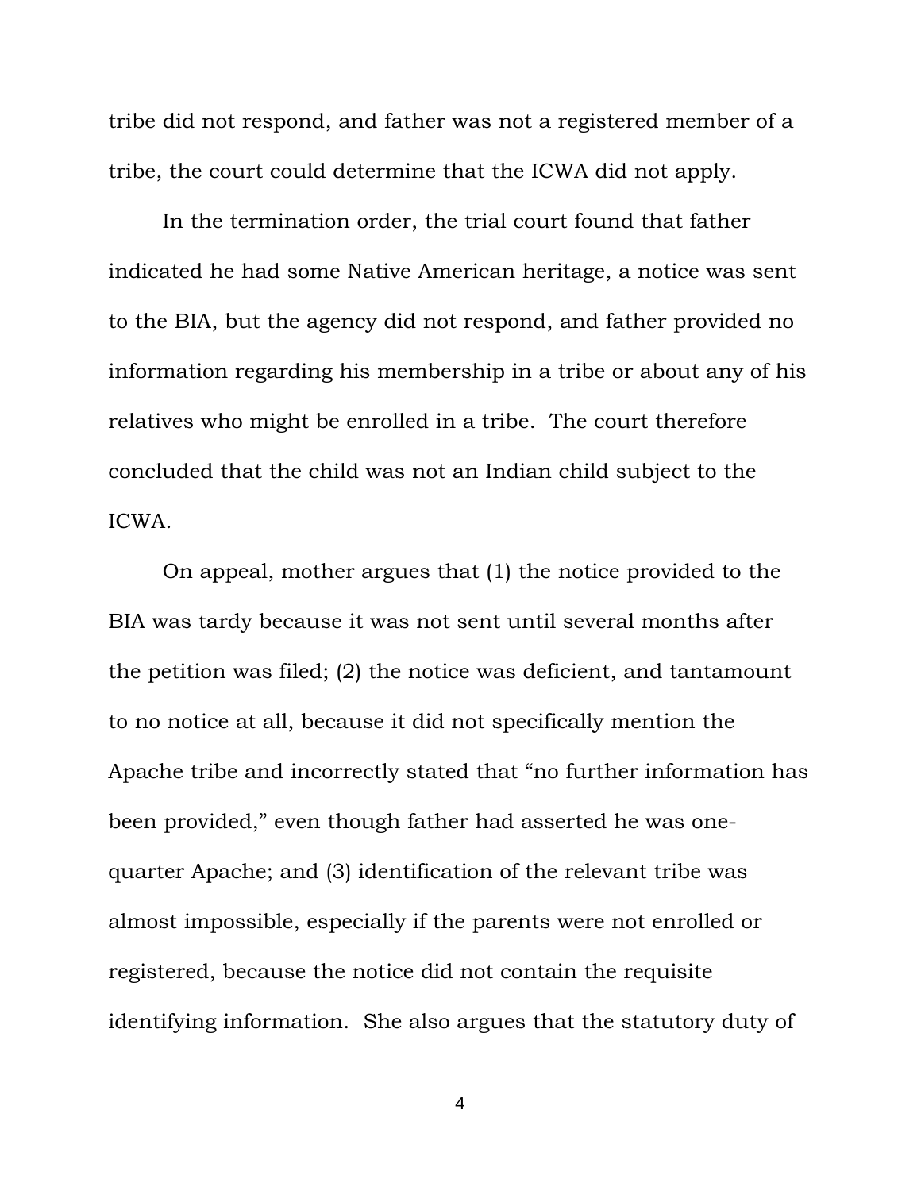tribe did not respond, and father was not a registered member of a tribe, the court could determine that the ICWA did not apply.

In the termination order, the trial court found that father indicated he had some Native American heritage, a notice was sent to the BIA, but the agency did not respond, and father provided no information regarding his membership in a tribe or about any of his relatives who might be enrolled in a tribe. The court therefore concluded that the child was not an Indian child subject to the ICWA.

On appeal, mother argues that (1) the notice provided to the BIA was tardy because it was not sent until several months after the petition was filed; (2) the notice was deficient, and tantamount to no notice at all, because it did not specifically mention the Apache tribe and incorrectly stated that "no further information has been provided," even though father had asserted he was one-quarter Apache; and (3) identification of the relevant tribe was almost impossible, especially if the parents were not enrolled or registered, because the notice did not contain the requisite identifying information. She also argues that the statutory duty of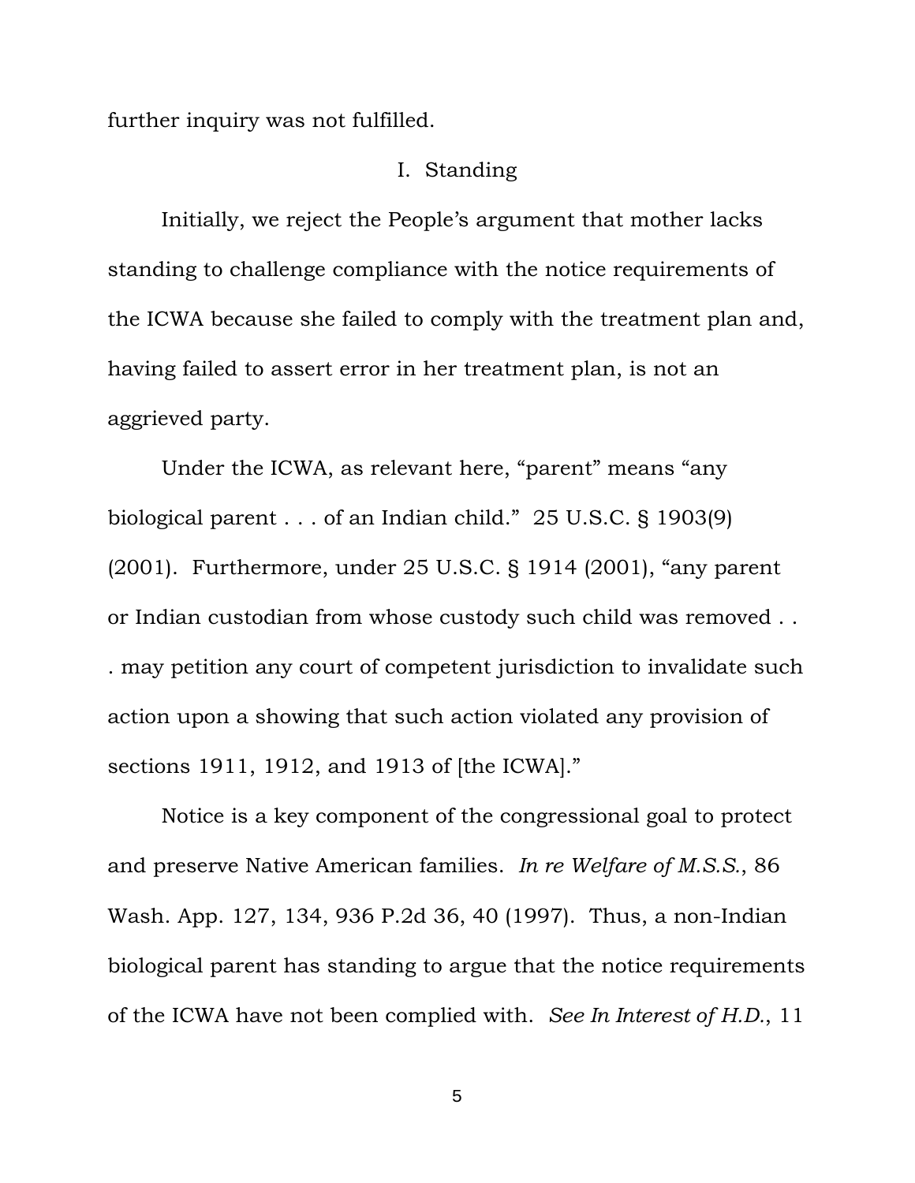further inquiry was not fulfilled.

## I. Standing

Initially, we reject the People's argument that mother lacks standing to challenge compliance with the notice requirements of the ICWA because she failed to comply with the treatment plan and, having failed to assert error in her treatment plan, is not an aggrieved party.

Under the ICWA, as relevant here, "parent" means "any biological parent . . . of an Indian child." 25 U.S.C. § 1903(9) (2001). Furthermore, under 25 U.S.C. § 1914 (2001), "any parent or Indian custodian from whose custody such child was removed . . . may petition any court of competent jurisdiction to invalidate such action upon a showing that such action violated any provision of sections 1911, 1912, and 1913 of [the ICWA]."

Notice is a key component of the congressional goal to protect and preserve Native American families. *In re Welfare of M.S.S.*, 86 Wash. App. 127, 134, 936 P.2d 36, 40 (1997). Thus, a non-Indian biological parent has standing to argue that the notice requirements of the ICWA have not been complied with. *See In Interest of H.D.*, 11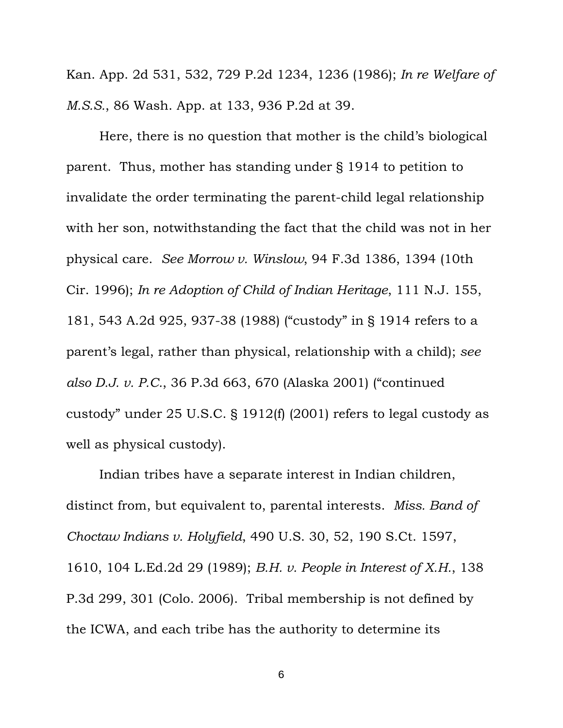Kan. App. 2d 531, 532, 729 P.2d 1234, 1236 (1986); *In re Welfare of M.S.S.*, 86 Wash. App. at 133, 936 P.2d at 39.

Here, there is no question that mother is the child's biological parent. Thus, mother has standing under § 1914 to petition to invalidate the order terminating the parent-child legal relationship with her son, notwithstanding the fact that the child was not in her physical care. *See Morrow v. Winslow*, 94 F.3d 1386, 1394 (10th Cir. 1996); *In re Adoption of Child of Indian Heritage*, 111 N.J. 155, 181, 543 A.2d 925, 937-38 (1988) ("custody" in § 1914 refers to a parent's legal, rather than physical, relationship with a child); *see also D.J. v. P.C.*, 36 P.3d 663, 670 (Alaska 2001) ("continued custody" under 25 U.S.C. § 1912(f) (2001) refers to legal custody as well as physical custody).

Indian tribes have a separate interest in Indian children, distinct from, but equivalent to, parental interests. *Miss. Band of Choctaw Indians v. Holyfield*, 490 U.S. 30, 52, 190 S.Ct. 1597, 1610, 104 L.Ed.2d 29 (1989); *B.H. v. People in Interest of X.H.*, 138 P.3d 299, 301 (Colo. 2006). Tribal membership is not defined by the ICWA, and each tribe has the authority to determine its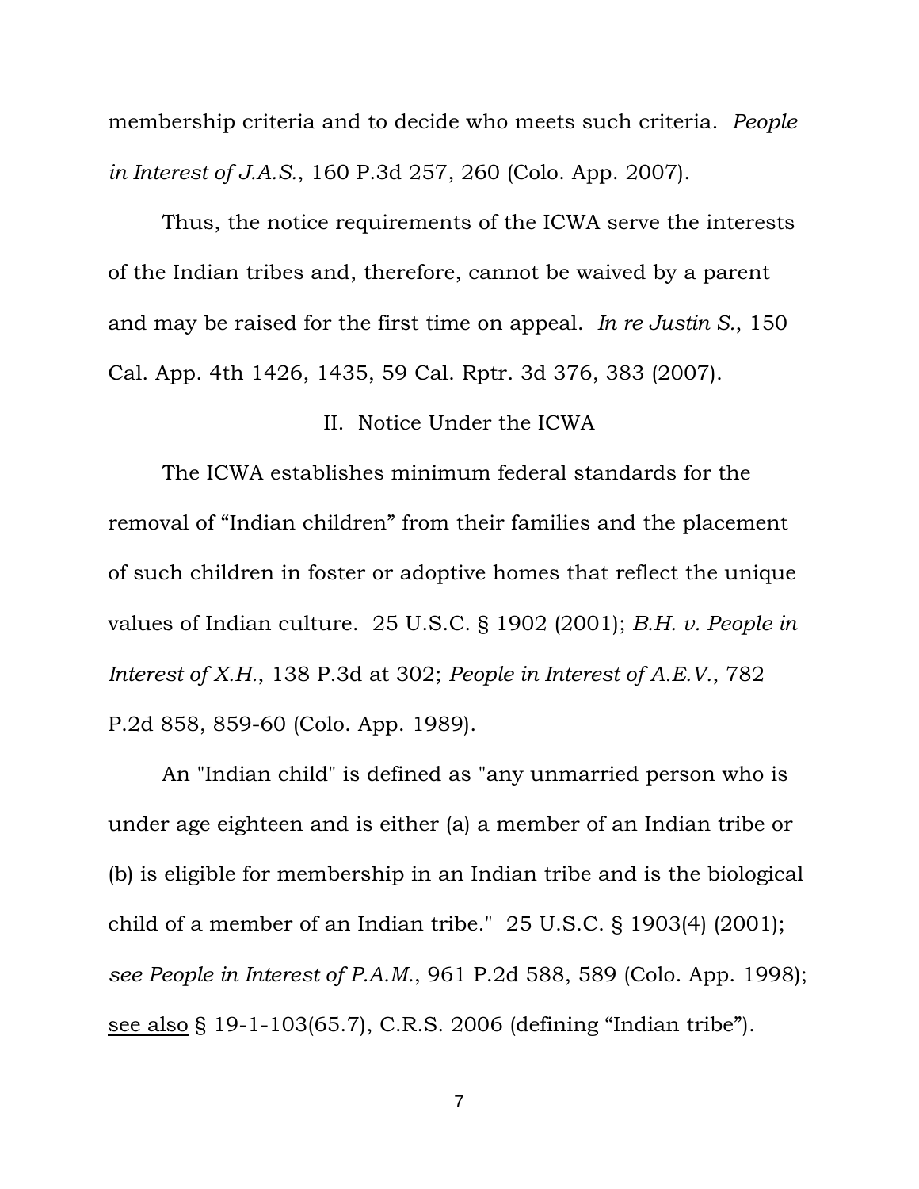membership criteria and to decide who meets such criteria. *People in Interest of J.A.S.*, 160 P.3d 257, 260 (Colo. App. 2007).

Thus, the notice requirements of the ICWA serve the interests of the Indian tribes and, therefore, cannot be waived by a parent and may be raised for the first time on appeal. *In re Justin S.*, 150 Cal. App. 4th 1426, 1435, 59 Cal. Rptr. 3d 376, 383 (2007).

## II. Notice Under the ICWA

The ICWA establishes minimum federal standards for the removal of "Indian children" from their families and the placement of such children in foster or adoptive homes that reflect the unique values of Indian culture. 25 U.S.C. § 1902 (2001); *B.H. v. People in Interest of X.H.*, 138 P.3d at 302; *People in Interest of A.E.V.*, 782 P.2d 858, 859-60 (Colo. App. 1989).

An "Indian child" is defined as "any unmarried person who is under age eighteen and is either (a) a member of an Indian tribe or (b) is eligible for membership in an Indian tribe and is the biological child of a member of an Indian tribe." 25 U.S.C. § 1903(4) (2001); *see People in Interest of P.A.M.*, 961 P.2d 588, 589 (Colo. App. 1998); see also § 19-1-103(65.7), C.R.S. 2006 (defining "Indian tribe").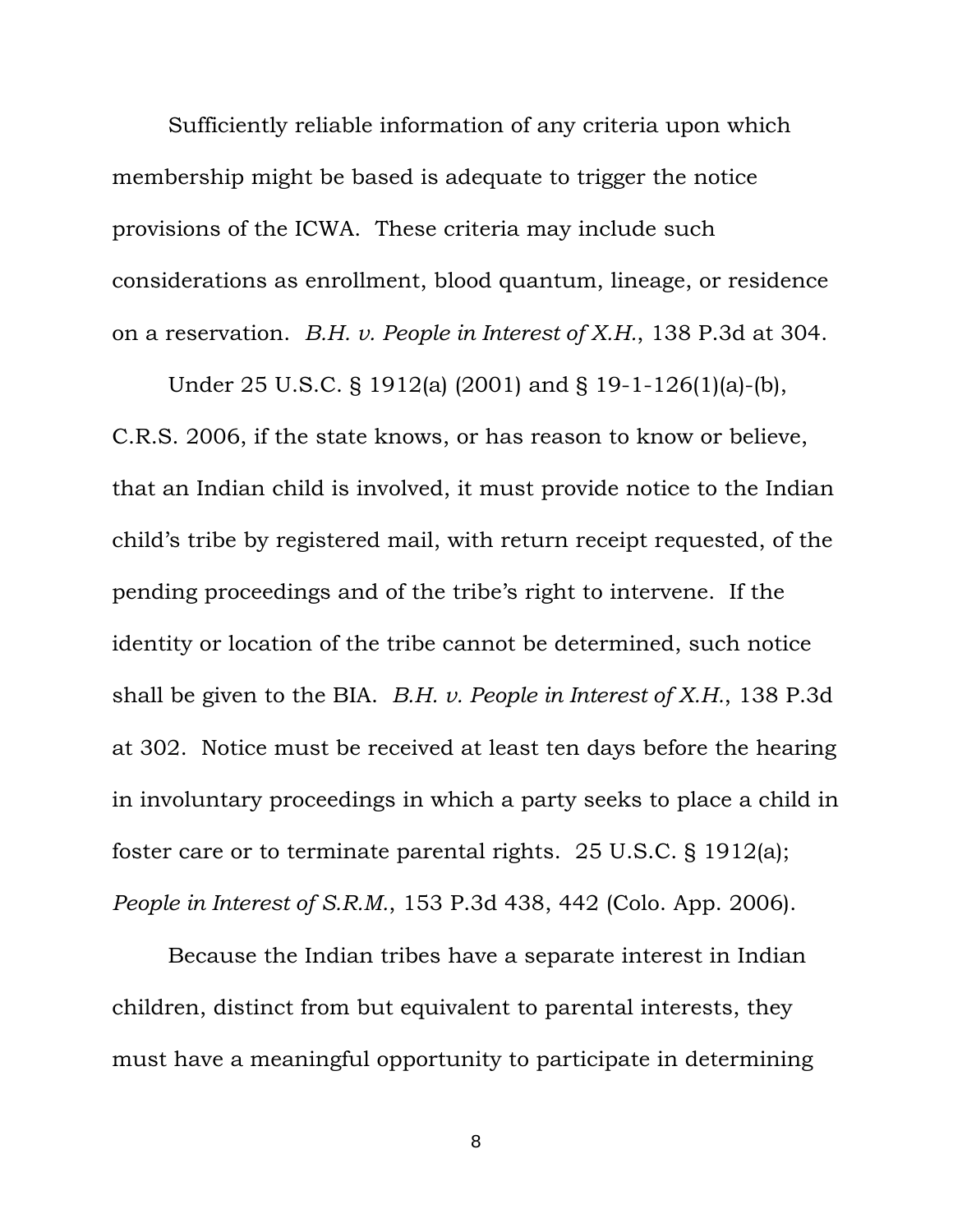Sufficiently reliable information of any criteria upon which membership might be based is adequate to trigger the notice provisions of the ICWA. These criteria may include such considerations as enrollment, blood quantum, lineage, or residence on a reservation. *B.H. v. People in Interest of X.H.*, 138 P.3d at 304.

Under 25 U.S.C. § 1912(a) (2001) and § 19-1-126(1)(a)-(b), C.R.S. 2006, if the state knows, or has reason to know or believe, that an Indian child is involved, it must provide notice to the Indian child's tribe by registered mail, with return receipt requested, of the pending proceedings and of the tribe's right to intervene. If the identity or location of the tribe cannot be determined, such notice shall be given to the BIA. *B.H. v. People in Interest of X.H.*, 138 P.3d at 302. Notice must be received at least ten days before the hearing in involuntary proceedings in which a party seeks to place a child in foster care or to terminate parental rights. 25 U.S.C. § 1912(a); *People in Interest of S.R.M.*, 153 P.3d 438, 442 (Colo. App. 2006).

Because the Indian tribes have a separate interest in Indian children, distinct from but equivalent to parental interests, they must have a meaningful opportunity to participate in determining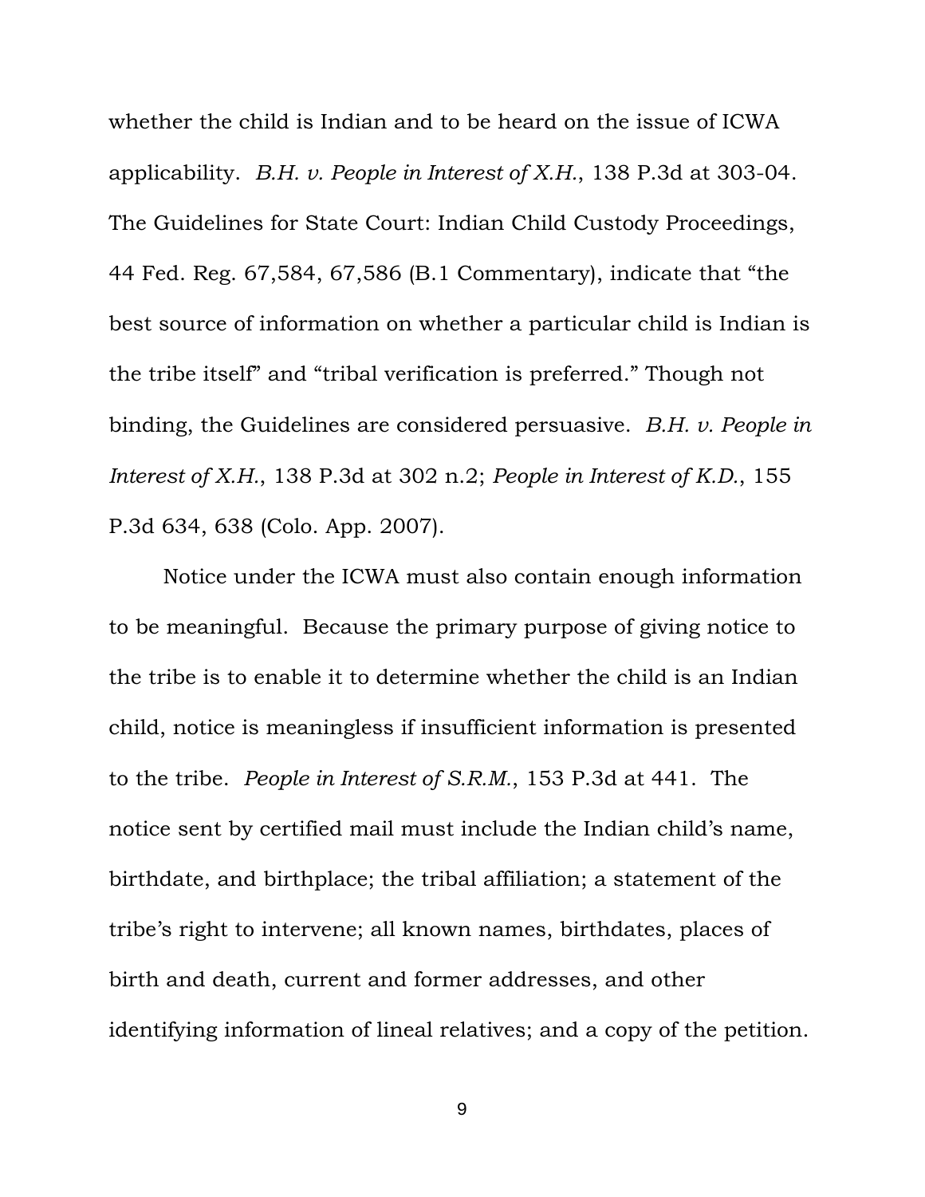whether the child is Indian and to be heard on the issue of ICWA applicability. *B.H. v. People in Interest of X.H.*, 138 P.3d at 303-04. The Guidelines for State Court: Indian Child Custody Proceedings, 44 Fed. Reg. 67,584, 67,586 (B.1 Commentary), indicate that "the best source of information on whether a particular child is Indian is the tribe itself" and "tribal verification is preferred." Though not binding, the Guidelines are considered persuasive. *B.H. v. People in Interest of X.H.*, 138 P.3d at 302 n.2; *People in Interest of K.D.*, 155 P.3d 634, 638 (Colo. App. 2007).

Notice under the ICWA must also contain enough information to be meaningful. Because the primary purpose of giving notice to the tribe is to enable it to determine whether the child is an Indian child, notice is meaningless if insufficient information is presented to the tribe. *People in Interest of S.R.M.*, 153 P.3d at 441. The notice sent by certified mail must include the Indian child's name, birthdate, and birthplace; the tribal affiliation; a statement of the tribe's right to intervene; all known names, birthdates, places of birth and death, current and former addresses, and other identifying information of lineal relatives; and a copy of the petition.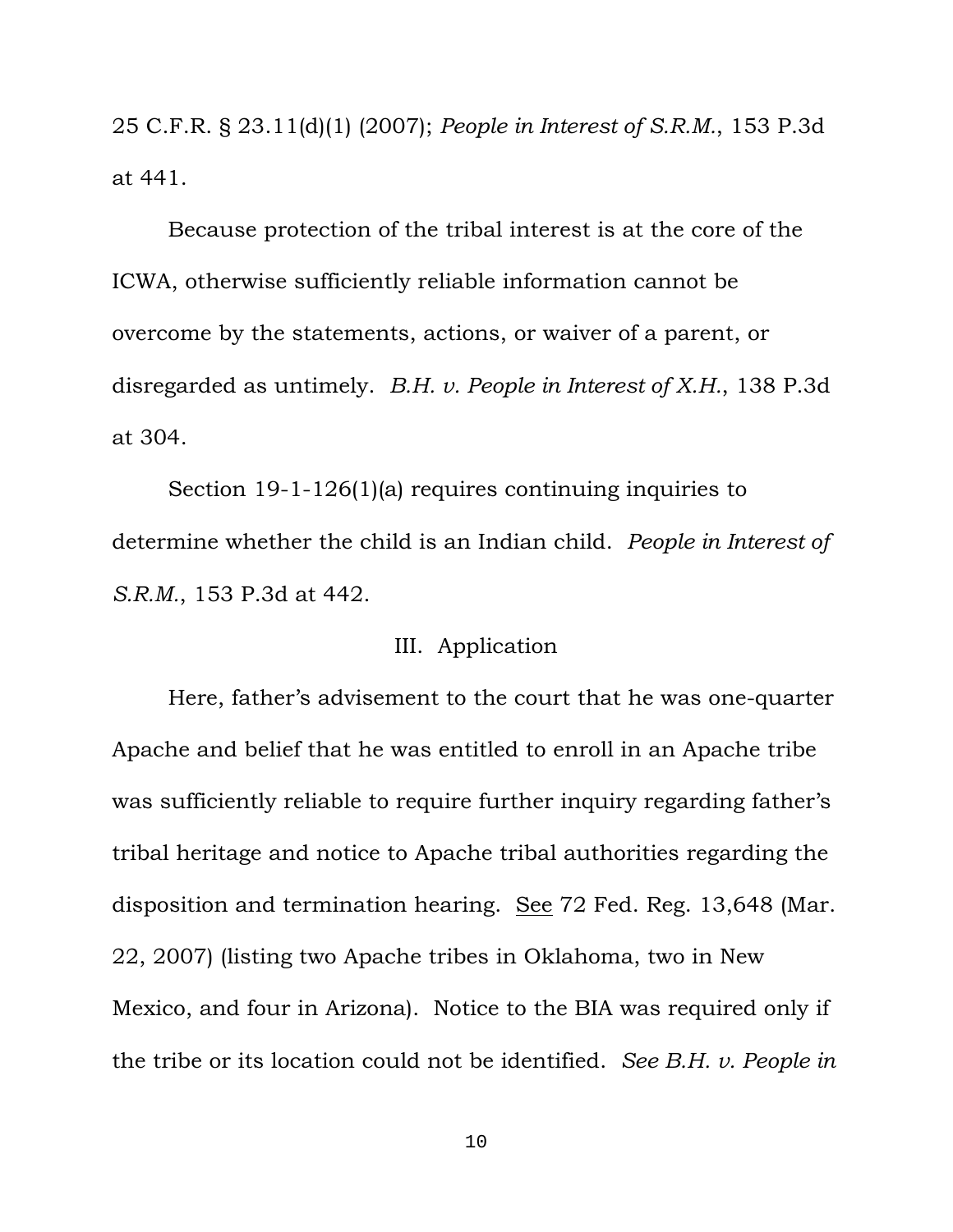25 C.F.R. § 23.11(d)(1) (2007); *People in Interest of S.R.M.*, 153 P.3d at 441.

Because protection of the tribal interest is at the core of the ICWA, otherwise sufficiently reliable information cannot be overcome by the statements, actions, or waiver of a parent, or disregarded as untimely. *B.H. v. People in Interest of X.H.*, 138 P.3d at 304.

Section 19-1-126(1)(a) requires continuing inquiries to determine whether the child is an Indian child. *People in Interest of S.R.M.*, 153 P.3d at 442.

## III. Application

Here, father's advisement to the court that he was one-quarter Apache and belief that he was entitled to enroll in an Apache tribe was sufficiently reliable to require further inquiry regarding father's tribal heritage and notice to Apache tribal authorities regarding the disposition and termination hearing. See 72 Fed. Reg. 13,648 (Mar. 22, 2007) (listing two Apache tribes in Oklahoma, two in New Mexico, and four in Arizona). Notice to the BIA was required only if the tribe or its location could not be identified. *See B.H. v. People in*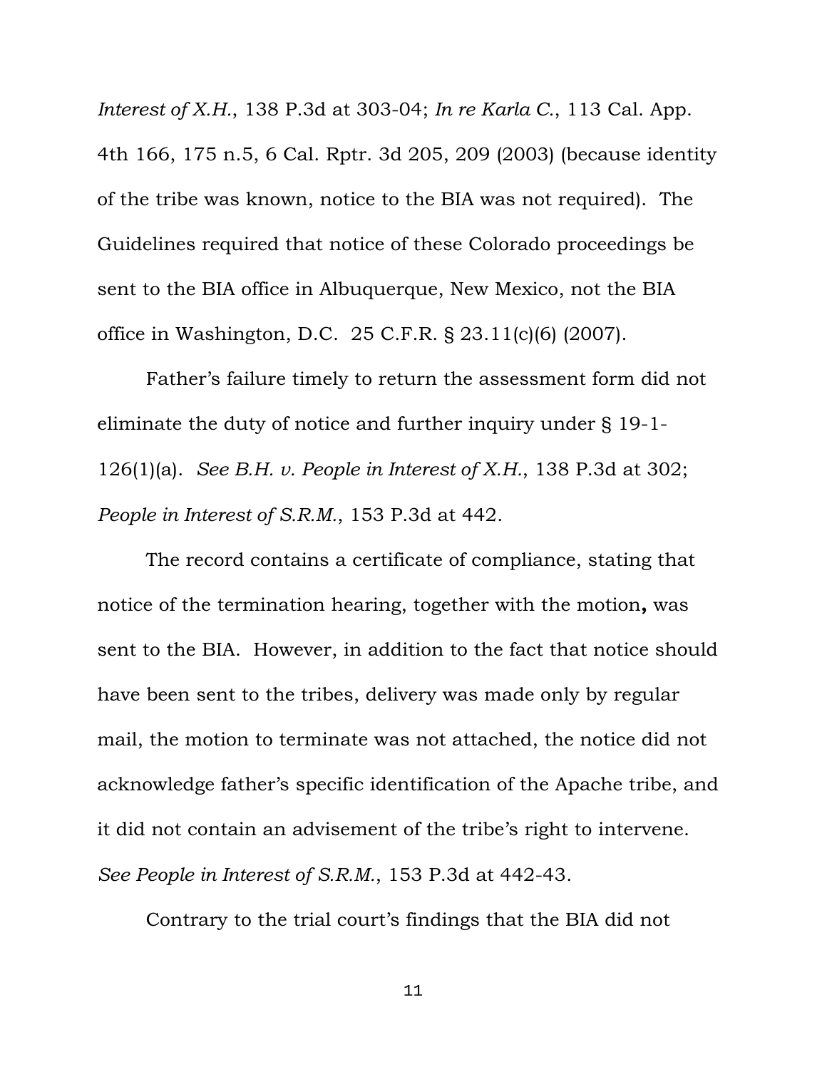*Interest of X.H.*, 138 P.3d at 303-04; *In re Karla C.*, 113 Cal. App. 4th 166, 175 n.5, 6 Cal. Rptr. 3d 205, 209 (2003) (because identity of the tribe was known, notice to the BIA was not required). The Guidelines required that notice of these Colorado proceedings be sent to the BIA office in Albuquerque, New Mexico, not the BIA office in Washington, D.C. 25 C.F.R. § 23.11(c)(6) (2007).

Father's failure timely to return the assessment form did not eliminate the duty of notice and further inquiry under § 19-1-126(1)(a). *See B.H. v. People in Interest of X.H.*, 138 P.3d at 302; *People in Interest of S.R.M.*, 153 P.3d at 442.

The record contains a certificate of compliance, stating that notice of the termination hearing, together with the motion**,** was sent to the BIA. However, in addition to the fact that notice should have been sent to the tribes, delivery was made only by regular mail, the motion to terminate was not attached, the notice did not acknowledge father's specific identification of the Apache tribe, and it did not contain an advisement of the tribe's right to intervene. *See People in Interest of S.R.M.*, 153 P.3d at 442-43.

Contrary to the trial court's findings that the BIA did not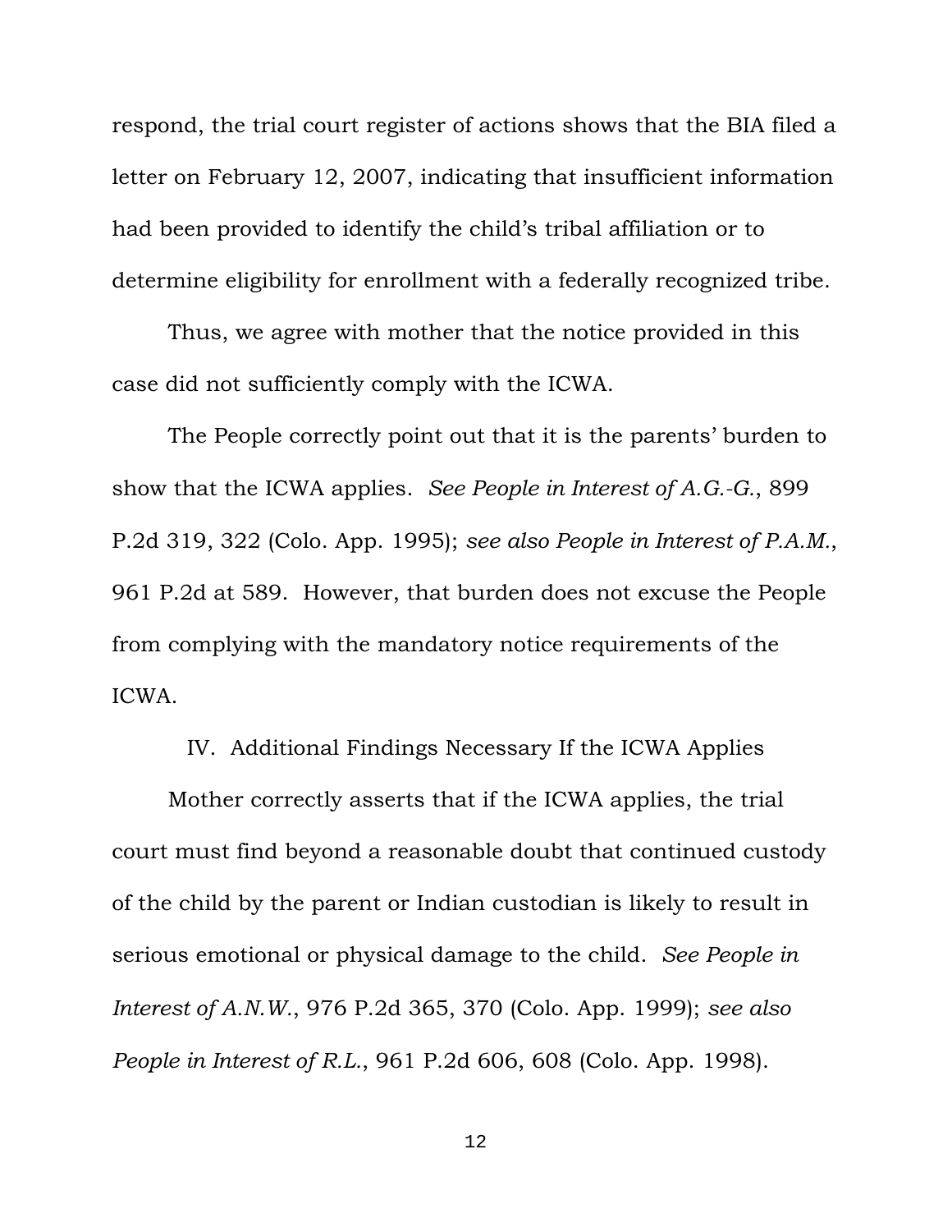respond, the trial court register of actions shows that the BIA filed a letter on February 12, 2007, indicating that insufficient information had been provided to identify the child's tribal affiliation or to determine eligibility for enrollment with a federally recognized tribe.

Thus, we agree with mother that the notice provided in this case did not sufficiently comply with the ICWA.

The People correctly point out that it is the parents' burden to show that the ICWA applies. *See People in Interest of A.G.-G.*, 899 P.2d 319, 322 (Colo. App. 1995); *see also People in Interest of P.A.M.*, 961 P.2d at 589. However, that burden does not excuse the People from complying with the mandatory notice requirements of the ICWA.

## IV. Additional Findings Necessary If the ICWA Applies

Mother correctly asserts that if the ICWA applies, the trial court must find beyond a reasonable doubt that continued custody of the child by the parent or Indian custodian is likely to result in serious emotional or physical damage to the child. *See People in Interest of A.N.W.*, 976 P.2d 365, 370 (Colo. App. 1999); *see also People in Interest of R.L.*, 961 P.2d 606, 608 (Colo. App. 1998).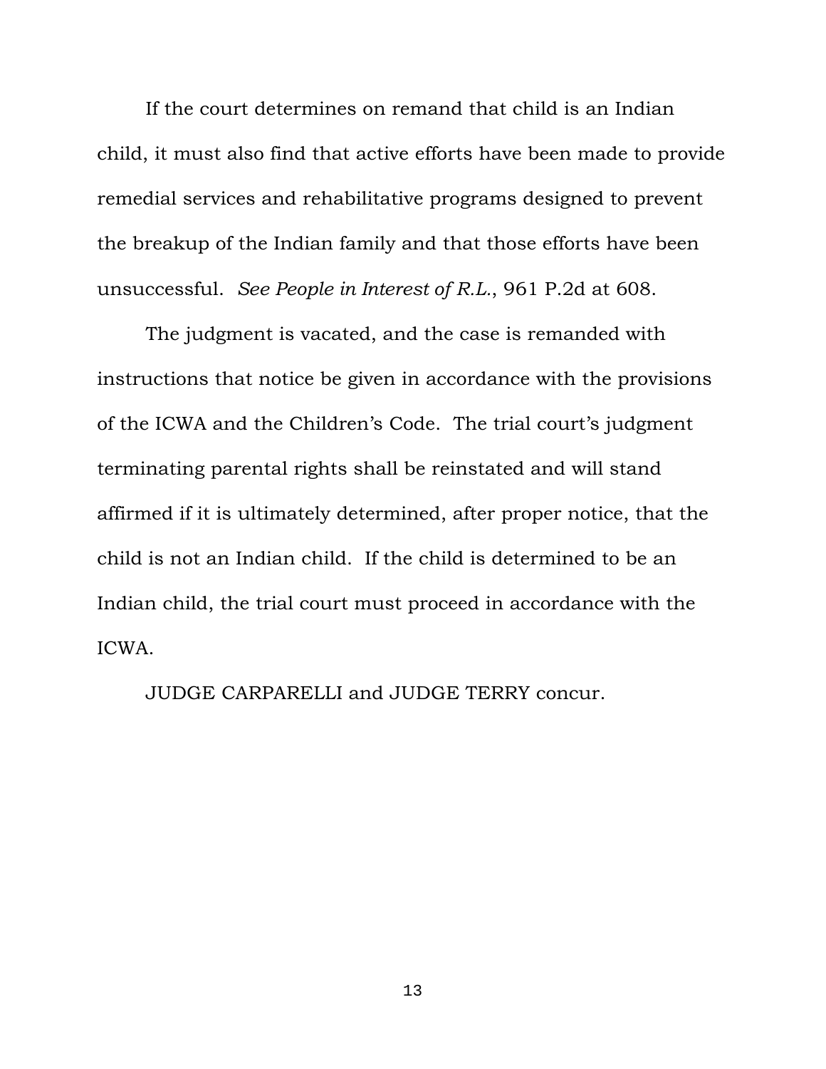If the court determines on remand that child is an Indian child, it must also find that active efforts have been made to provide remedial services and rehabilitative programs designed to prevent the breakup of the Indian family and that those efforts have been unsuccessful. *See People in Interest of R.L.*, 961 P.2d at 608.

The judgment is vacated, and the case is remanded with instructions that notice be given in accordance with the provisions of the ICWA and the Children's Code. The trial court's judgment terminating parental rights shall be reinstated and will stand affirmed if it is ultimately determined, after proper notice, that the child is not an Indian child. If the child is determined to be an Indian child, the trial court must proceed in accordance with the ICWA.

JUDGE CARPARELLI and JUDGE TERRY concur.